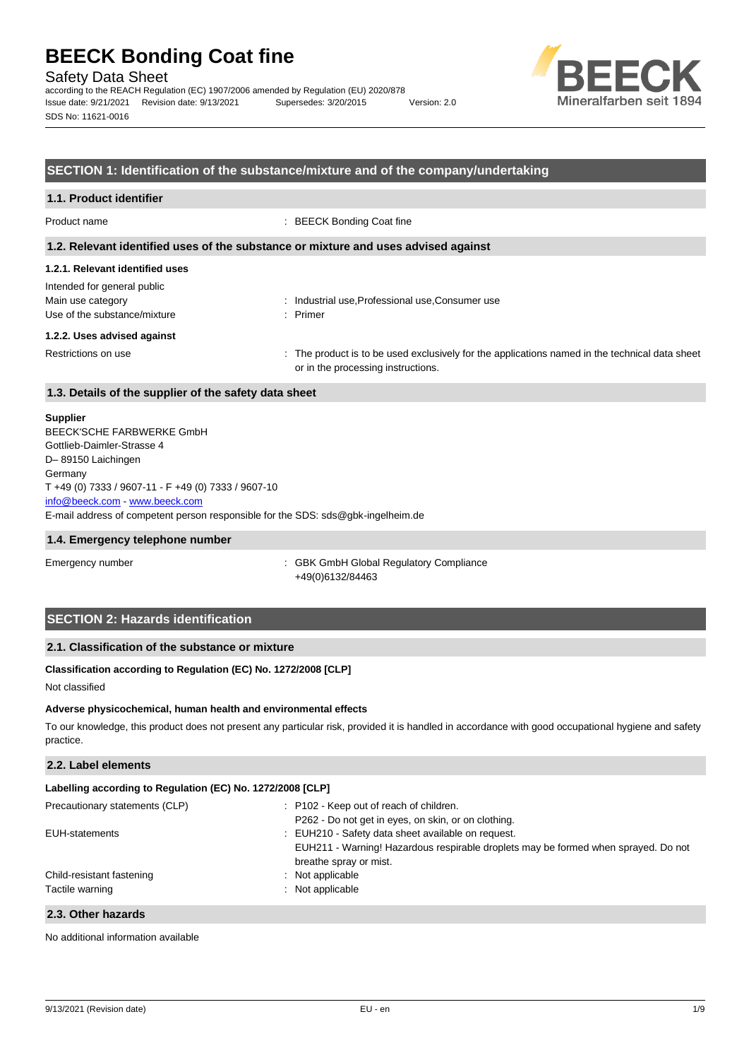# BEECK Bonding Coat fine

Safety Data Sheet

according to the REACH Regulation (EC) 1907/2006 amended by Regulation (EU) 2020/878

Issue date: 9/21/2021 Revision date: 9/13/2021 Supersedes: 3/20/2015 Version: 2.0

SDS No: 11621-0016

## SECTION 1: Identification of the substance/mixture and of the company/undertaking

### 1.1. Product identifier

Product name : BEECK Bonding Coat fine

### 1.2. Relevant identified uses of the substance or mixture and uses advised against

#### 1.2.1. Relevant identified uses

Intended for general public

Main use category : Industrial use,Professional use,Consumer use

Use of the substance/mixture : Primer

#### 1.2.2. Uses advised against

Restrictions on use : The product is to be used exclusively for the applications named in the technical data sheet or in the processing instructions.

### 1.3. Details of the supplier of the safety data sheet

**Supplier**

BEECK'SCHE FARBWERKE GmbH
Gottlieb-Daimler-Strasse 4
D– 89150 Laichingen
Germany
T +49 (0) 7333 / 9607-11 - F +49 (0) 7333 / 9607-10
info@beeck.com - www.beeck.com
E-mail address of competent person responsible for the SDS: sds@gbk-ingelheim.de

### 1.4. Emergency telephone number

Emergency number : GBK GmbH Global Regulatory Compliance
+49(0)6132/84463

## SECTION 2: Hazards identification

### 2.1. Classification of the substance or mixture

**Classification according to Regulation (EC) No. 1272/2008 [CLP]**

Not classified

**Adverse physicochemical, human health and environmental effects**

To our knowledge, this product does not present any particular risk, provided it is handled in accordance with good occupational hygiene and safety practice.

### 2.2. Label elements

**Labelling according to Regulation (EC) No. 1272/2008 [CLP]**

Precautionary statements (CLP) : P102 - Keep out of reach of children.
P262 - Do not get in eyes, on skin, or on clothing.

EUH-statements : EUH210 - Safety data sheet available on request.
EUH211 - Warning! Hazardous respirable droplets may be formed when sprayed. Do not breathe spray or mist.

Child-resistant fastening : Not applicable

Tactile warning : Not applicable

### 2.3. Other hazards

No additional information available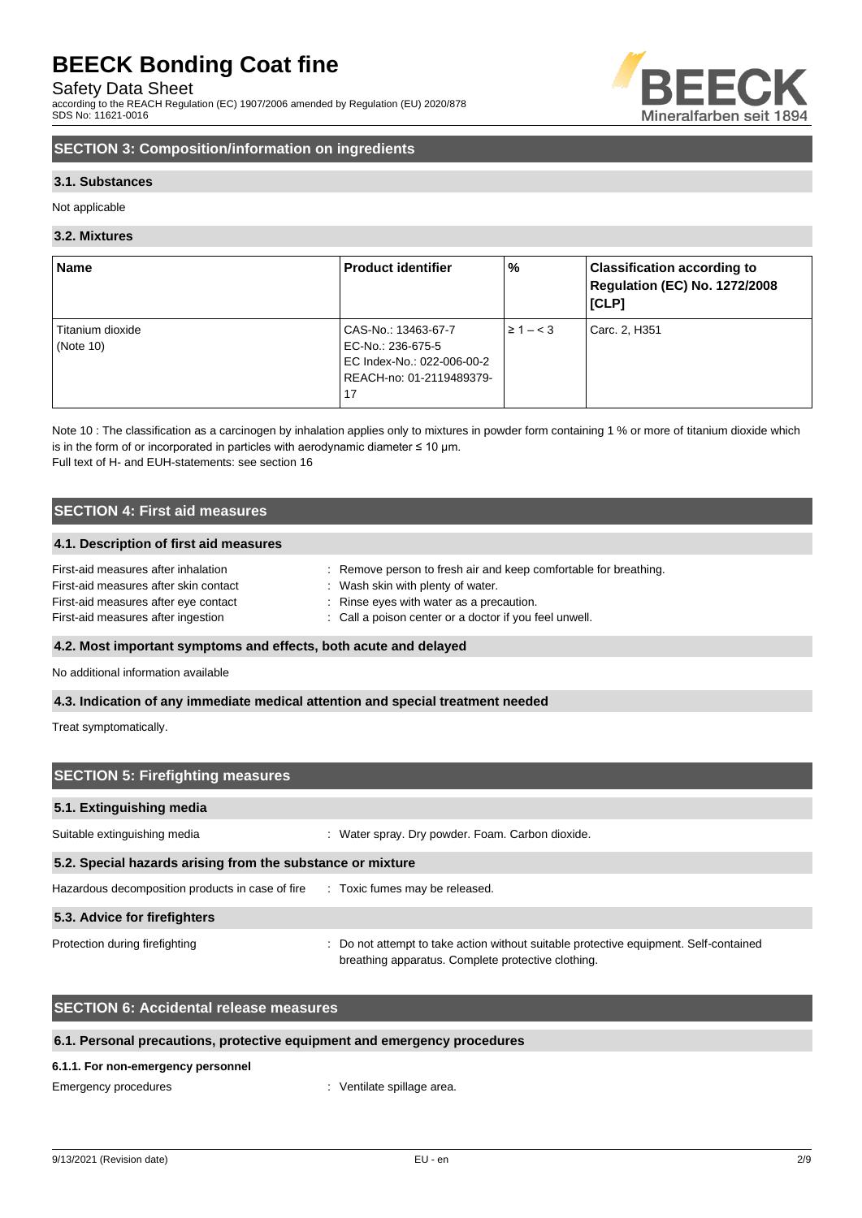## SECTION 3: Composition/information on ingredients

### 3.1. Substances

Not applicable

### 3.2. Mixtures

| Name | Product identifier | % | Classification according to Regulation (EC) No. 1272/2008 [CLP] |
|---|---|---|---|
| Titanium dioxide (Note 10) | CAS-No.: 13463-67-7<br>EC-No.: 236-675-5<br>EC Index-No.: 022-006-00-2<br>REACH-no: 01-2119489379-17 | ≥ 1 – < 3 | Carc. 2, H351 |

Note 10 : The classification as a carcinogen by inhalation applies only to mixtures in powder form containing 1 % or more of titanium dioxide which is in the form of or incorporated in particles with aerodynamic diameter ≤ 10 μm.

Full text of H- and EUH-statements: see section 16

## SECTION 4: First aid measures

### 4.1. Description of first aid measures

First-aid measures after inhalation : Remove person to fresh air and keep comfortable for breathing.

First-aid measures after skin contact : Wash skin with plenty of water.

First-aid measures after eye contact : Rinse eyes with water as a precaution.

First-aid measures after ingestion : Call a poison center or a doctor if you feel unwell.

### 4.2. Most important symptoms and effects, both acute and delayed

No additional information available

### 4.3. Indication of any immediate medical attention and special treatment needed

Treat symptomatically.

## SECTION 5: Firefighting measures

### 5.1. Extinguishing media

Suitable extinguishing media : Water spray. Dry powder. Foam. Carbon dioxide.

### 5.2. Special hazards arising from the substance or mixture

Hazardous decomposition products in case of fire : Toxic fumes may be released.

### 5.3. Advice for firefighters

Protection during firefighting : Do not attempt to take action without suitable protective equipment. Self-contained breathing apparatus. Complete protective clothing.

## SECTION 6: Accidental release measures

### 6.1. Personal precautions, protective equipment and emergency procedures

#### 6.1.1. For non-emergency personnel

Emergency procedures : Ventilate spillage area.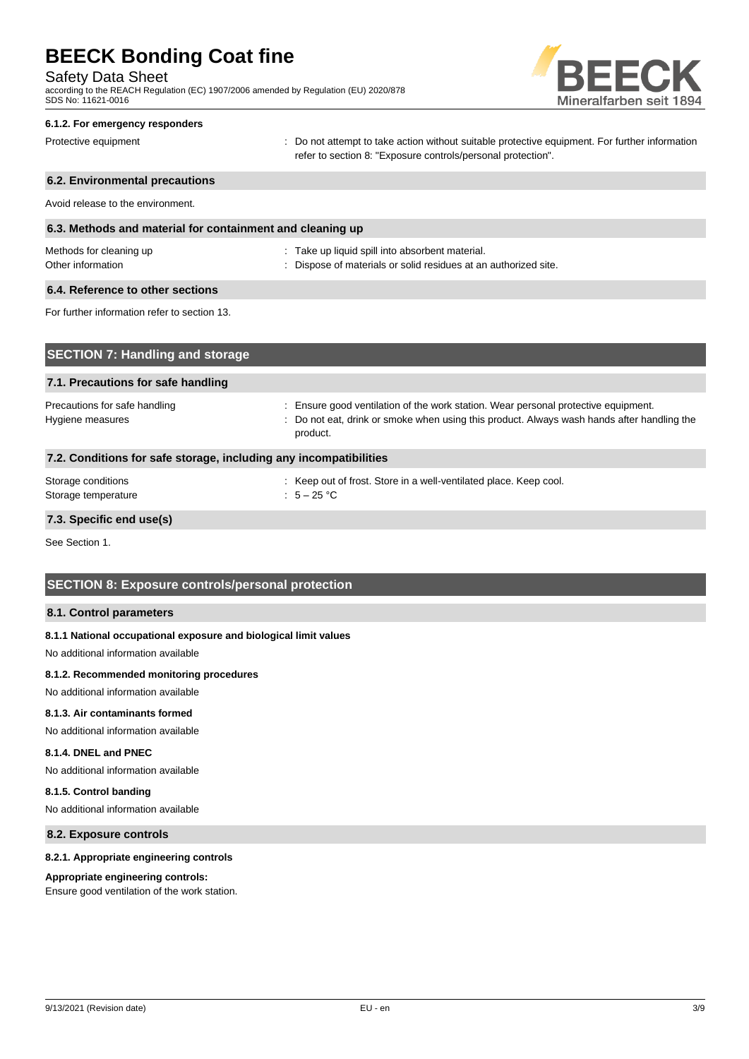#### 6.1.2. For emergency responders

Protective equipment : Do not attempt to take action without suitable protective equipment. For further information refer to section 8: "Exposure controls/personal protection".

### 6.2. Environmental precautions

Avoid release to the environment.

### 6.3. Methods and material for containment and cleaning up

Methods for cleaning up : Take up liquid spill into absorbent material.

Other information : Dispose of materials or solid residues at an authorized site.

### 6.4. Reference to other sections

For further information refer to section 13.

## SECTION 7: Handling and storage

### 7.1. Precautions for safe handling

Precautions for safe handling : Ensure good ventilation of the work station. Wear personal protective equipment.

Hygiene measures : Do not eat, drink or smoke when using this product. Always wash hands after handling the product.

### 7.2. Conditions for safe storage, including any incompatibilities

Storage conditions : Keep out of frost. Store in a well-ventilated place. Keep cool.

Storage temperature : 5 – 25 °C

### 7.3. Specific end use(s)

See Section 1.

## SECTION 8: Exposure controls/personal protection

### 8.1. Control parameters

#### 8.1.1 National occupational exposure and biological limit values

No additional information available

#### 8.1.2. Recommended monitoring procedures

No additional information available

#### 8.1.3. Air contaminants formed

No additional information available

#### 8.1.4. DNEL and PNEC

No additional information available

#### 8.1.5. Control banding

No additional information available

### 8.2. Exposure controls

#### 8.2.1. Appropriate engineering controls

**Appropriate engineering controls:**

Ensure good ventilation of the work station.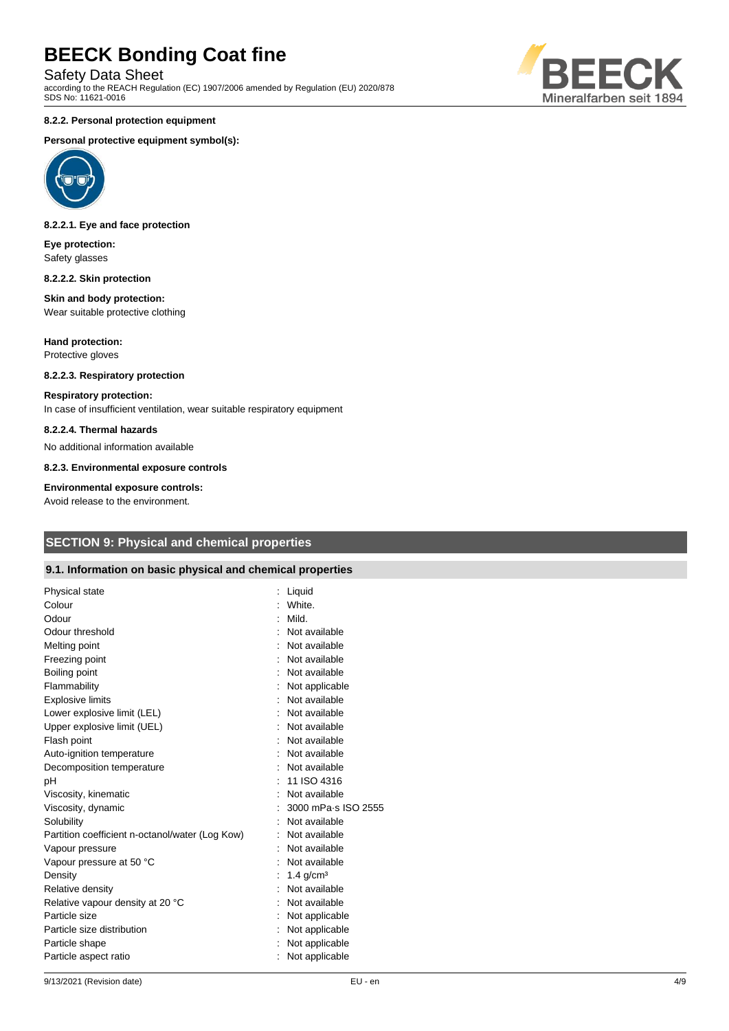#### 8.2.2. Personal protection equipment

**Personal protective equipment symbol(s):**

#### 8.2.2.1. Eye and face protection

**Eye protection:**
Safety glasses

#### 8.2.2.2. Skin protection

**Skin and body protection:**
Wear suitable protective clothing

**Hand protection:**
Protective gloves

#### 8.2.2.3. Respiratory protection

**Respiratory protection:**
In case of insufficient ventilation, wear suitable respiratory equipment

#### 8.2.2.4. Thermal hazards

No additional information available

#### 8.2.3. Environmental exposure controls

**Environmental exposure controls:**
Avoid release to the environment.

## SECTION 9: Physical and chemical properties

### 9.1. Information on basic physical and chemical properties

| Property | Value |
|---|---|
| Physical state | Liquid |
| Colour | White. |
| Odour | Mild. |
| Odour threshold | Not available |
| Melting point | Not available |
| Freezing point | Not available |
| Boiling point | Not available |
| Flammability | Not applicable |
| Explosive limits | Not available |
| Lower explosive limit (LEL) | Not available |
| Upper explosive limit (UEL) | Not available |
| Flash point | Not available |
| Auto-ignition temperature | Not available |
| Decomposition temperature | Not available |
| pH | 11 ISO 4316 |
| Viscosity, kinematic | Not available |
| Viscosity, dynamic | 3000 mPa·s ISO 2555 |
| Solubility | Not available |
| Partition coefficient n-octanol/water (Log Kow) | Not available |
| Vapour pressure | Not available |
| Vapour pressure at 50 °C | Not available |
| Density | 1.4 $g/cm^3$ |
| Relative density | Not available |
| Relative vapour density at 20 °C | Not available |
| Particle size | Not applicable |
| Particle size distribution | Not applicable |
| Particle shape | Not applicable |
| Particle aspect ratio | Not applicable |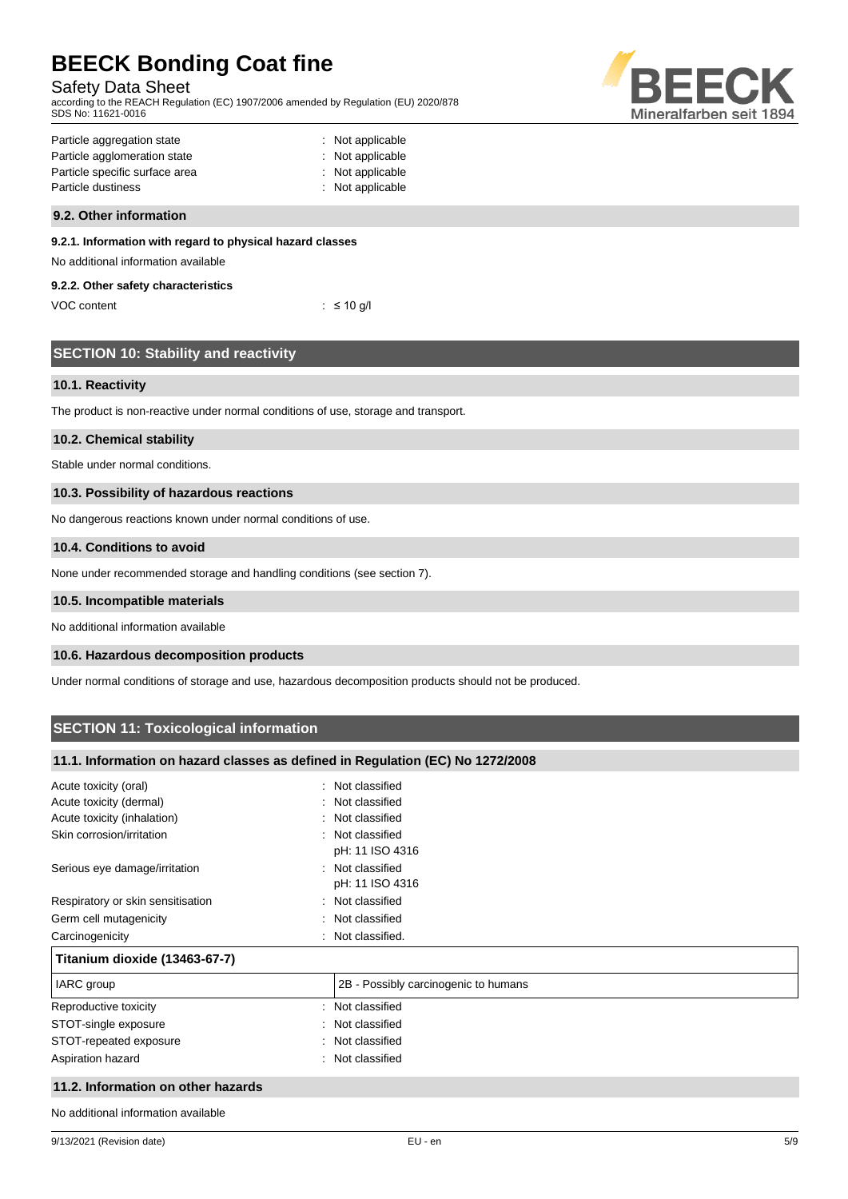| | |
|---|---|
| Particle aggregation state | : Not applicable |
| Particle agglomeration state | : Not applicable |
| Particle specific surface area | : Not applicable |
| Particle dustiness | : Not applicable |

### 9.2. Other information

#### 9.2.1. Information with regard to physical hazard classes

No additional information available

#### 9.2.2. Other safety characteristics

| | |
|---|---|
| VOC content | : ≤ 10 g/l |

## SECTION 10: Stability and reactivity

### 10.1. Reactivity

The product is non-reactive under normal conditions of use, storage and transport.

### 10.2. Chemical stability

Stable under normal conditions.

### 10.3. Possibility of hazardous reactions

No dangerous reactions known under normal conditions of use.

### 10.4. Conditions to avoid

None under recommended storage and handling conditions (see section 7).

### 10.5. Incompatible materials

No additional information available

### 10.6. Hazardous decomposition products

Under normal conditions of storage and use, hazardous decomposition products should not be produced.

## SECTION 11: Toxicological information

### 11.1. Information on hazard classes as defined in Regulation (EC) No 1272/2008

| | |
|---|---|
| Acute toxicity (oral) | : Not classified |
| Acute toxicity (dermal) | : Not classified |
| Acute toxicity (inhalation) | : Not classified |
| Skin corrosion/irritation | : Not classified<br>pH: 11 ISO 4316 |
| Serious eye damage/irritation | : Not classified<br>pH: 11 ISO 4316 |
| Respiratory or skin sensitisation | : Not classified |
| Germ cell mutagenicity | : Not classified |
| Carcinogenicity | : Not classified. |

| **Titanium dioxide (13463-67-7)** | |
|---|---|
| IARC group | 2B - Possibly carcinogenic to humans |

| | |
|---|---|
| Reproductive toxicity | : Not classified |
| STOT-single exposure | : Not classified |
| STOT-repeated exposure | : Not classified |
| Aspiration hazard | : Not classified |

### 11.2. Information on other hazards

No additional information available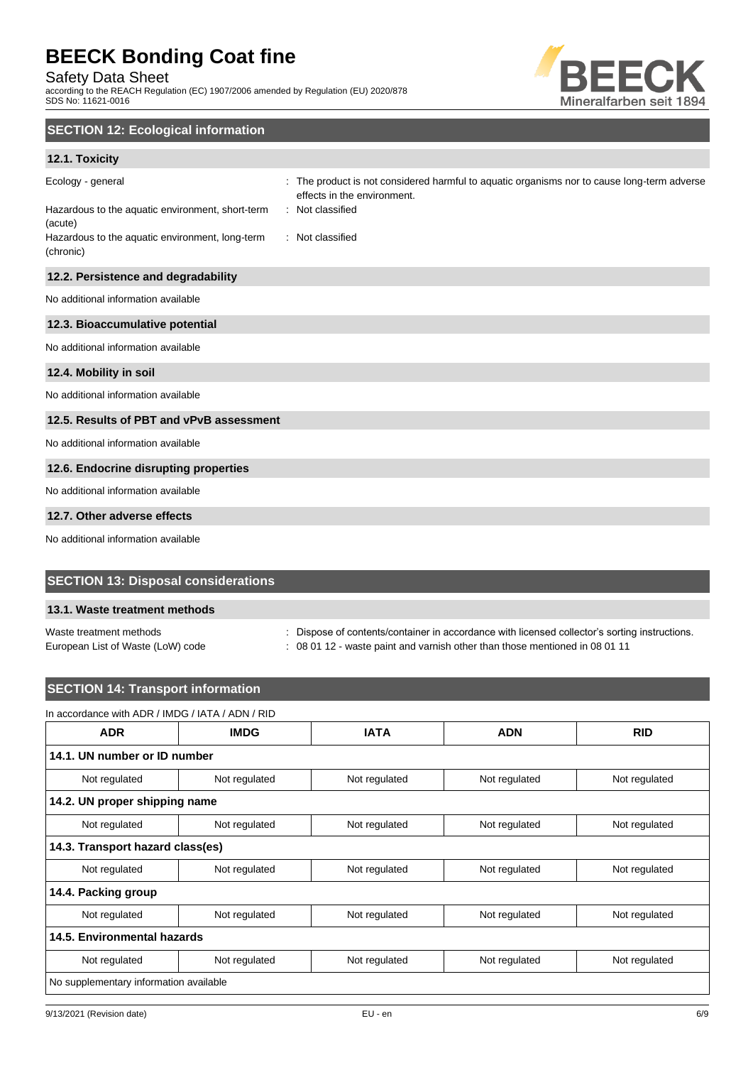## SECTION 12: Ecological information

### 12.1. Toxicity

Ecology - general : The product is not considered harmful to aquatic organisms nor to cause long-term adverse effects in the environment.

Hazardous to the aquatic environment, short-term (acute) : Not classified

Hazardous to the aquatic environment, long-term (chronic) : Not classified

### 12.2. Persistence and degradability

No additional information available

### 12.3. Bioaccumulative potential

No additional information available

### 12.4. Mobility in soil

No additional information available

### 12.5. Results of PBT and vPvB assessment

No additional information available

### 12.6. Endocrine disrupting properties

No additional information available

### 12.7. Other adverse effects

No additional information available

## SECTION 13: Disposal considerations

### 13.1. Waste treatment methods

Waste treatment methods : Dispose of contents/container in accordance with licensed collector's sorting instructions.

European List of Waste (LoW) code : 08 01 12 - waste paint and varnish other than those mentioned in 08 01 11

## SECTION 14: Transport information

In accordance with ADR / IMDG / IATA / ADN / RID

| ADR | IMDG | IATA | ADN | RID |
|---|---|---|---|---|
| **14.1. UN number or ID number** | | | | |
| Not regulated | Not regulated | Not regulated | Not regulated | Not regulated |
| **14.2. UN proper shipping name** | | | | |
| Not regulated | Not regulated | Not regulated | Not regulated | Not regulated |
| **14.3. Transport hazard class(es)** | | | | |
| Not regulated | Not regulated | Not regulated | Not regulated | Not regulated |
| **14.4. Packing group** | | | | |
| Not regulated | Not regulated | Not regulated | Not regulated | Not regulated |
| **14.5. Environmental hazards** | | | | |
| Not regulated | Not regulated | Not regulated | Not regulated | Not regulated |
| No supplementary information available | | | | |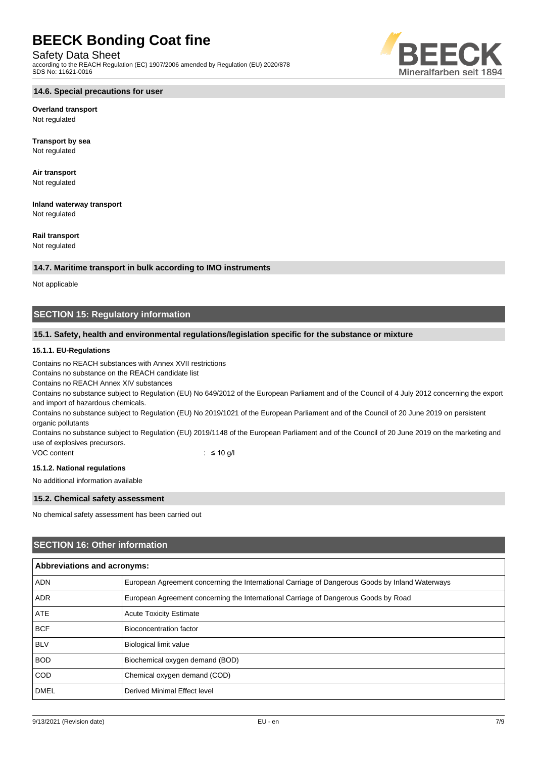### 14.6. Special precautions for user

**Overland transport**

Not regulated

**Transport by sea**

Not regulated

**Air transport**

Not regulated

**Inland waterway transport**

Not regulated

**Rail transport**

Not regulated

### 14.7. Maritime transport in bulk according to IMO instruments

Not applicable

## SECTION 15: Regulatory information

### 15.1. Safety, health and environmental regulations/legislation specific for the substance or mixture

#### 15.1.1. EU-Regulations

Contains no REACH substances with Annex XVII restrictions

Contains no substance on the REACH candidate list

Contains no REACH Annex XIV substances

Contains no substance subject to Regulation (EU) No 649/2012 of the European Parliament and of the Council of 4 July 2012 concerning the export and import of hazardous chemicals.

Contains no substance subject to Regulation (EU) No 2019/1021 of the European Parliament and of the Council of 20 June 2019 on persistent organic pollutants

Contains no substance subject to Regulation (EU) 2019/1148 of the European Parliament and of the Council of 20 June 2019 on the marketing and use of explosives precursors.

VOC content : ≤ 10 g/l

#### 15.1.2. National regulations

No additional information available

### 15.2. Chemical safety assessment

No chemical safety assessment has been carried out

## SECTION 16: Other information

| Abbreviations and acronyms: | |
|---|---|
| ADN | European Agreement concerning the International Carriage of Dangerous Goods by Inland Waterways |
| ADR | European Agreement concerning the International Carriage of Dangerous Goods by Road |
| ATE | Acute Toxicity Estimate |
| BCF | Bioconcentration factor |
| BLV | Biological limit value |
| BOD | Biochemical oxygen demand (BOD) |
| COD | Chemical oxygen demand (COD) |
| DMEL | Derived Minimal Effect level |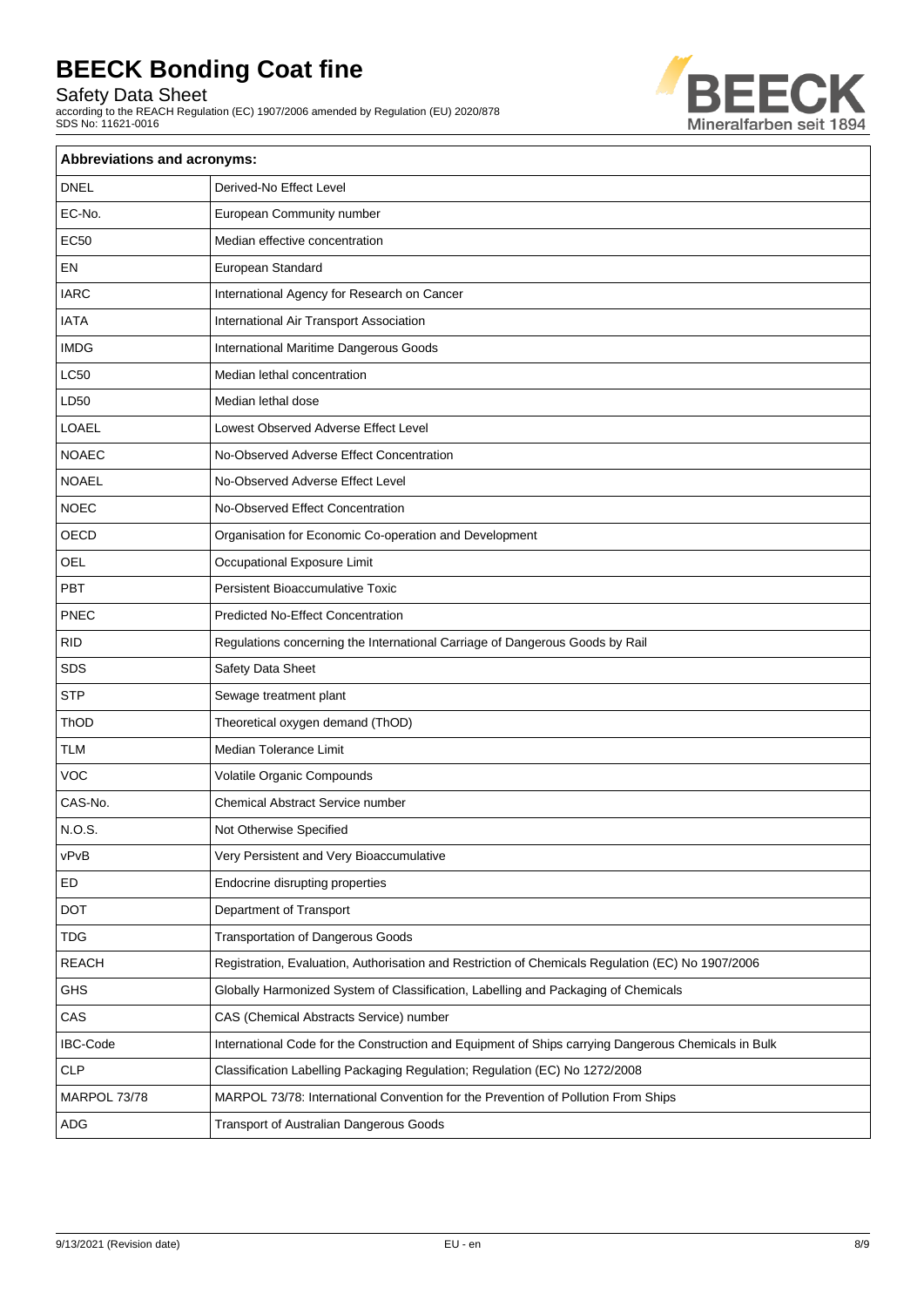| Abbreviations and acronyms: | |
|---|---|
| DNEL | Derived-No Effect Level |
| EC-No. | European Community number |
| EC50 | Median effective concentration |
| EN | European Standard |
| IARC | International Agency for Research on Cancer |
| IATA | International Air Transport Association |
| IMDG | International Maritime Dangerous Goods |
| LC50 | Median lethal concentration |
| LD50 | Median lethal dose |
| LOAEL | Lowest Observed Adverse Effect Level |
| NOAEC | No-Observed Adverse Effect Concentration |
| NOAEL | No-Observed Adverse Effect Level |
| NOEC | No-Observed Effect Concentration |
| OECD | Organisation for Economic Co-operation and Development |
| OEL | Occupational Exposure Limit |
| PBT | Persistent Bioaccumulative Toxic |
| PNEC | Predicted No-Effect Concentration |
| RID | Regulations concerning the International Carriage of Dangerous Goods by Rail |
| SDS | Safety Data Sheet |
| STP | Sewage treatment plant |
| ThOD | Theoretical oxygen demand (ThOD) |
| TLM | Median Tolerance Limit |
| VOC | Volatile Organic Compounds |
| CAS-No. | Chemical Abstract Service number |
| N.O.S. | Not Otherwise Specified |
| vPvB | Very Persistent and Very Bioaccumulative |
| ED | Endocrine disrupting properties |
| DOT | Department of Transport |
| TDG | Transportation of Dangerous Goods |
| REACH | Registration, Evaluation, Authorisation and Restriction of Chemicals Regulation (EC) No 1907/2006 |
| GHS | Globally Harmonized System of Classification, Labelling and Packaging of Chemicals |
| CAS | CAS (Chemical Abstracts Service) number |
| IBC-Code | International Code for the Construction and Equipment of Ships carrying Dangerous Chemicals in Bulk |
| CLP | Classification Labelling Packaging Regulation; Regulation (EC) No 1272/2008 |
| MARPOL 73/78 | MARPOL 73/78: International Convention for the Prevention of Pollution From Ships |
| ADG | Transport of Australian Dangerous Goods |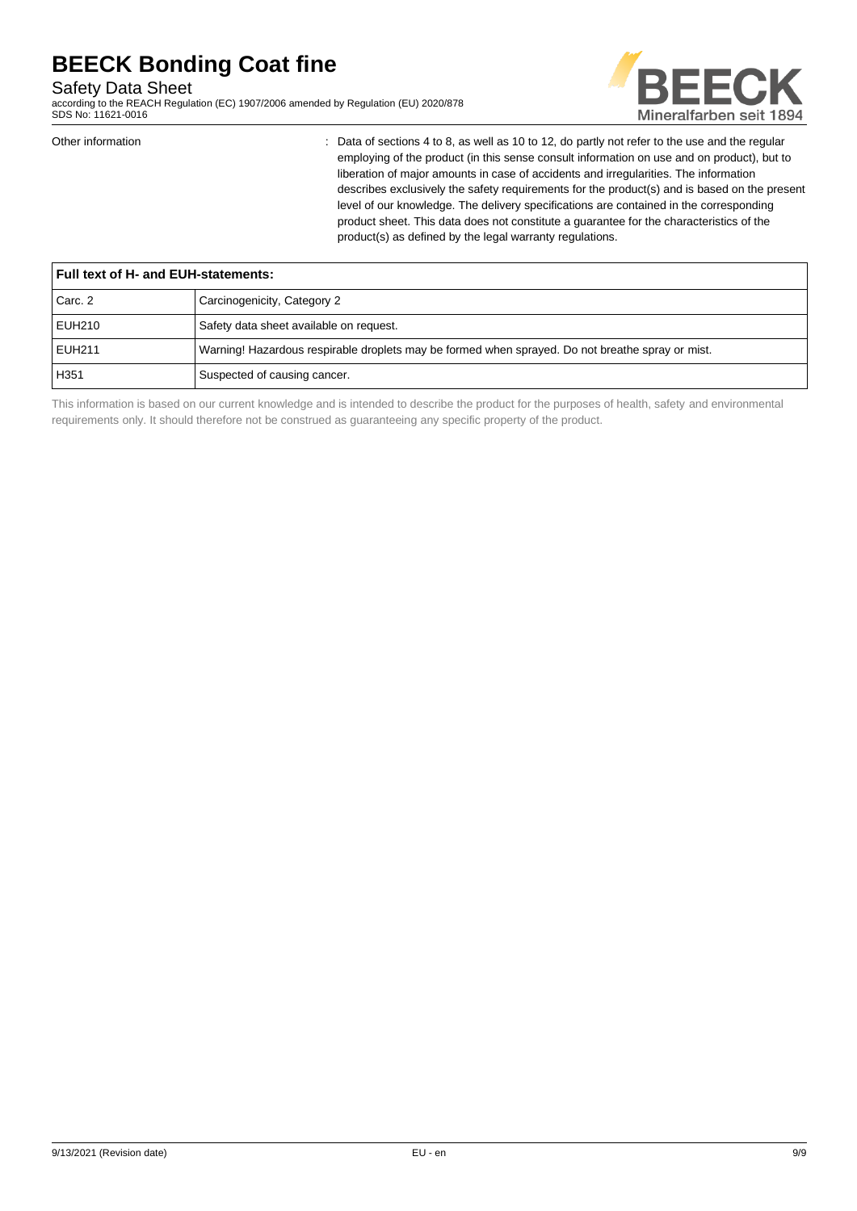Other information : Data of sections 4 to 8, as well as 10 to 12, do partly not refer to the use and the regular employing of the product (in this sense consult information on use and on product), but to liberation of major amounts in case of accidents and irregularities. The information describes exclusively the safety requirements for the product(s) and is based on the present level of our knowledge. The delivery specifications are contained in the corresponding product sheet. This data does not constitute a guarantee for the characteristics of the product(s) as defined by the legal warranty regulations.

| Full text of H- and EUH-statements: | |
|---|---|
| Carc. 2 | Carcinogenicity, Category 2 |
| EUH210 | Safety data sheet available on request. |
| EUH211 | Warning! Hazardous respirable droplets may be formed when sprayed. Do not breathe spray or mist. |
| H351 | Suspected of causing cancer. |

This information is based on our current knowledge and is intended to describe the product for the purposes of health, safety and environmental requirements only. It should therefore not be construed as guaranteeing any specific property of the product.